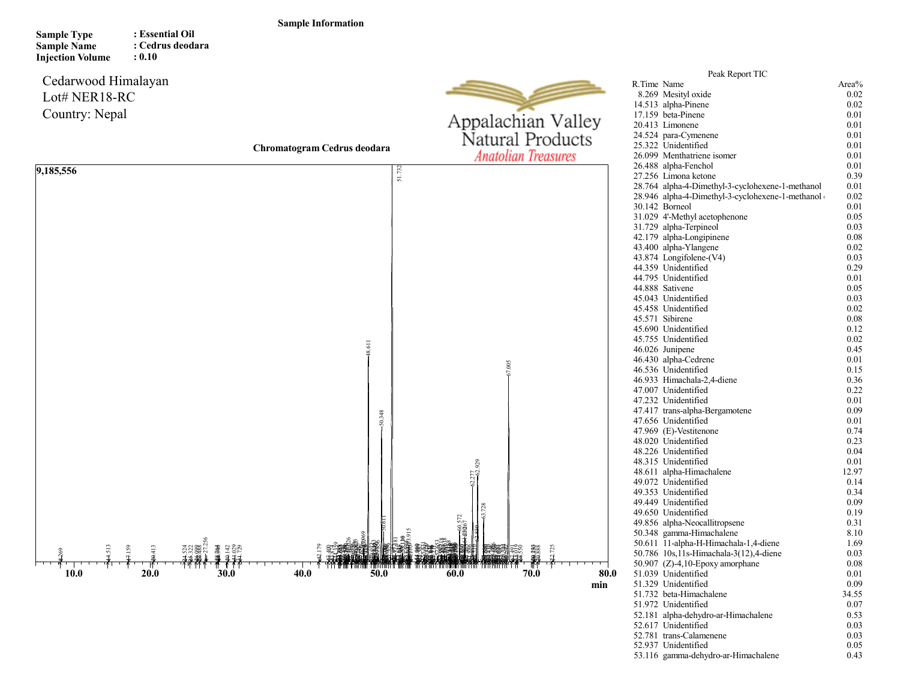**Sample Information**

**Sample Type** : **Essential Oil**
**Sample Name** : **Cedrus deodara**
**Injection Volume** : **0.10**

Cedarwood Himalayan
Lot# NER18-RC
Country: Nepal

Appalachian Valley Natural Products
*Anatolian Treasures*

**Chromatogram Cedrus deodara**

Peak Report TIC

| R.Time | Name | Area% |
|---|---|---|
| 8.269 | Mesityl oxide | 0.02 |
| 14.513 | alpha-Pinene | 0.02 |
| 17.159 | beta-Pinene | 0.01 |
| 20.413 | Limonene | 0.01 |
| 24.524 | para-Cymenene | 0.01 |
| 25.322 | Unidentified | 0.01 |
| 26.099 | Menthatriene isomer | 0.01 |
| 26.488 | alpha-Fenchol | 0.01 |
| 27.256 | Limona ketone | 0.39 |
| 28.764 | alpha-4-Dimethyl-3-cyclohexene-1-methanol | 0.01 |
| 28.946 | alpha-4-Dimethyl-3-cyclohexene-1-methanol | 0.02 |
| 30.142 | Borneol | 0.01 |
| 31.029 | 4'-Methyl acetophenone | 0.05 |
| 31.729 | alpha-Terpineol | 0.03 |
| 42.179 | alpha-Longipinene | 0.08 |
| 43.400 | alpha-Ylangene | 0.02 |
| 43.874 | Longifolene-(V4) | 0.03 |
| 44.359 | Unidentified | 0.29 |
| 44.795 | Unidentified | 0.01 |
| 44.888 | Sativene | 0.05 |
| 45.043 | Unidentified | 0.03 |
| 45.458 | Unidentified | 0.02 |
| 45.571 | Sibirene | 0.08 |
| 45.690 | Unidentified | 0.12 |
| 45.755 | Unidentified | 0.02 |
| 46.026 | Junipene | 0.45 |
| 46.430 | alpha-Cedrene | 0.01 |
| 46.536 | Unidentified | 0.15 |
| 46.933 | Himachala-2,4-diene | 0.36 |
| 47.007 | Unidentified | 0.22 |
| 47.232 | Unidentified | 0.01 |
| 47.417 | trans-alpha-Bergamotene | 0.09 |
| 47.656 | Unidentified | 0.01 |
| 47.969 | (E)-Vestitenone | 0.74 |
| 48.020 | Unidentified | 0.23 |
| 48.226 | Unidentified | 0.04 |
| 48.315 | Unidentified | 0.01 |
| 48.611 | alpha-Himachalene | 12.97 |
| 49.072 | Unidentified | 0.14 |
| 49.353 | Unidentified | 0.34 |
| 49.449 | Unidentified | 0.09 |
| 49.650 | Unidentified | 0.19 |
| 49.856 | alpha-Neocallitropsene | 0.31 |
| 50.348 | gamma-Himachalene | 8.10 |
| 50.611 | 11-alpha-H-Himachala-1,4-diene | 1.69 |
| 50.786 | 10s,11s-Himachala-3(12),4-diene | 0.03 |
| 50.907 | (Z)-4,10-Epoxy amorphane | 0.08 |
| 51.039 | Unidentified | 0.01 |
| 51.329 | Unidentified | 0.09 |
| 51.732 | beta-Himachalene | 34.55 |
| 51.972 | Unidentified | 0.07 |
| 52.181 | alpha-dehydro-ar-Himachalene | 0.53 |
| 52.617 | Unidentified | 0.03 |
| 52.781 | trans-Calamenene | 0.03 |
| 52.937 | Unidentified | 0.05 |
| 53.116 | gamma-dehydro-ar-Himachalene | 0.43 |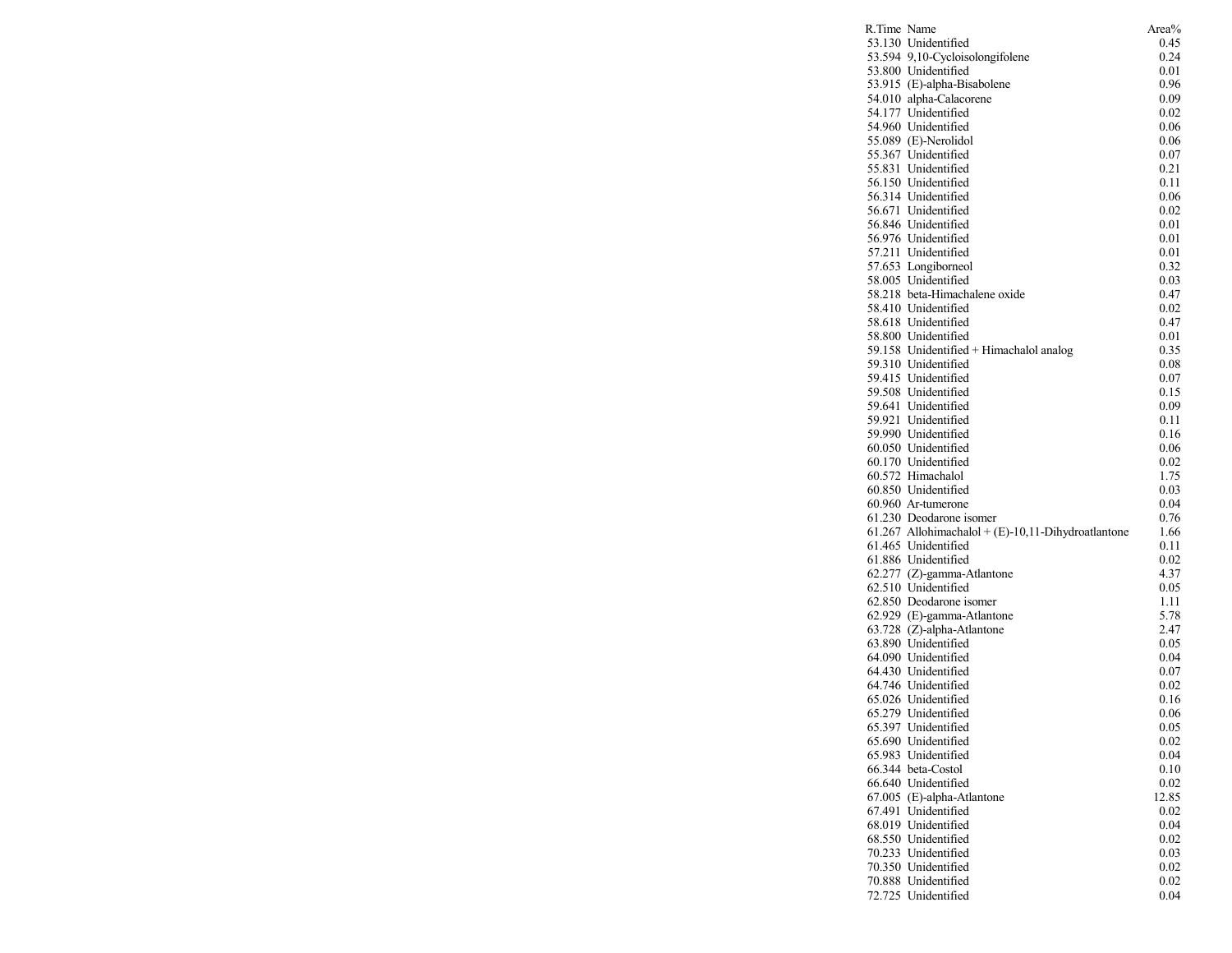| R.Time | Name | Area% |
| --- | --- | --- |
| 53.130 | Unidentified | 0.45 |
| 53.594 | 9,10-Cycloisolongifolene | 0.24 |
| 53.800 | Unidentified | 0.01 |
| 53.915 | (E)-alpha-Bisabolene | 0.96 |
| 54.010 | alpha-Calacorene | 0.09 |
| 54.177 | Unidentified | 0.02 |
| 54.960 | Unidentified | 0.06 |
| 55.089 | (E)-Nerolidol | 0.06 |
| 55.367 | Unidentified | 0.07 |
| 55.831 | Unidentified | 0.21 |
| 56.150 | Unidentified | 0.11 |
| 56.314 | Unidentified | 0.06 |
| 56.671 | Unidentified | 0.02 |
| 56.846 | Unidentified | 0.01 |
| 56.976 | Unidentified | 0.01 |
| 57.211 | Unidentified | 0.01 |
| 57.653 | Longiborneol | 0.32 |
| 58.005 | Unidentified | 0.03 |
| 58.218 | beta-Himachalene oxide | 0.47 |
| 58.410 | Unidentified | 0.02 |
| 58.618 | Unidentified | 0.47 |
| 58.800 | Unidentified | 0.01 |
| 59.158 | Unidentified + Himachalol analog | 0.35 |
| 59.310 | Unidentified | 0.08 |
| 59.415 | Unidentified | 0.07 |
| 59.508 | Unidentified | 0.15 |
| 59.641 | Unidentified | 0.09 |
| 59.921 | Unidentified | 0.11 |
| 59.990 | Unidentified | 0.16 |
| 60.050 | Unidentified | 0.06 |
| 60.170 | Unidentified | 0.02 |
| 60.572 | Himachalol | 1.75 |
| 60.850 | Unidentified | 0.03 |
| 60.960 | Ar-tumerone | 0.04 |
| 61.230 | Deodarone isomer | 0.76 |
| 61.267 | Allohimachalol + (E)-10,11-Dihydroatlantone | 1.66 |
| 61.465 | Unidentified | 0.11 |
| 61.886 | Unidentified | 0.02 |
| 62.277 | (Z)-gamma-Atlantone | 4.37 |
| 62.510 | Unidentified | 0.05 |
| 62.850 | Deodarone isomer | 1.11 |
| 62.929 | (E)-gamma-Atlantone | 5.78 |
| 63.728 | (Z)-alpha-Atlantone | 2.47 |
| 63.890 | Unidentified | 0.05 |
| 64.090 | Unidentified | 0.04 |
| 64.430 | Unidentified | 0.07 |
| 64.746 | Unidentified | 0.02 |
| 65.026 | Unidentified | 0.16 |
| 65.279 | Unidentified | 0.06 |
| 65.397 | Unidentified | 0.05 |
| 65.690 | Unidentified | 0.02 |
| 65.983 | Unidentified | 0.04 |
| 66.344 | beta-Costol | 0.10 |
| 66.640 | Unidentified | 0.02 |
| 67.005 | (E)-alpha-Atlantone | 12.85 |
| 67.491 | Unidentified | 0.02 |
| 68.019 | Unidentified | 0.04 |
| 68.550 | Unidentified | 0.02 |
| 70.233 | Unidentified | 0.03 |
| 70.350 | Unidentified | 0.02 |
| 70.888 | Unidentified | 0.02 |
| 72.725 | Unidentified | 0.04 |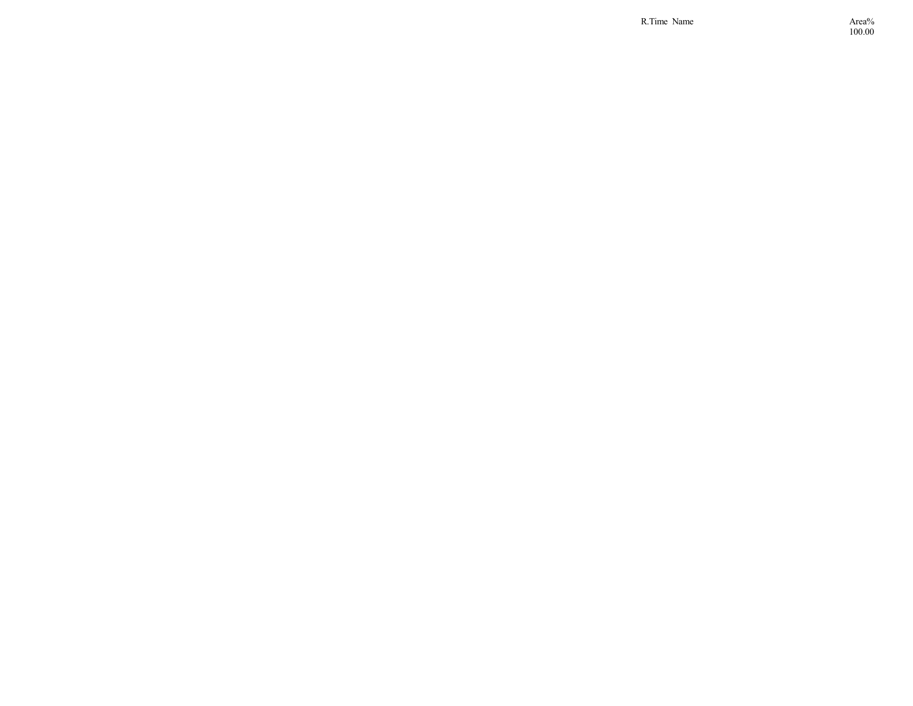| R.Time | Name | Area% |
| --- | --- | --- |
| | | 100.00 |